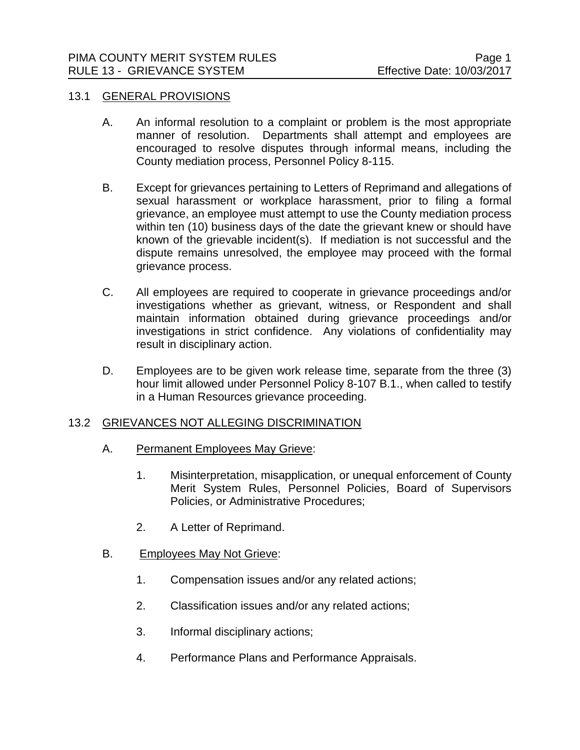## 13.1 GENERAL PROVISIONS

A. An informal resolution to a complaint or problem is the most appropriate manner of resolution. Departments shall attempt and employees are encouraged to resolve disputes through informal means, including the County mediation process, Personnel Policy 8-115.

B. Except for grievances pertaining to Letters of Reprimand and allegations of sexual harassment or workplace harassment, prior to filing a formal grievance, an employee must attempt to use the County mediation process within ten (10) business days of the date the grievant knew or should have known of the grievable incident(s). If mediation is not successful and the dispute remains unresolved, the employee may proceed with the formal grievance process.

C. All employees are required to cooperate in grievance proceedings and/or investigations whether as grievant, witness, or Respondent and shall maintain information obtained during grievance proceedings and/or investigations in strict confidence. Any violations of confidentiality may result in disciplinary action.

D. Employees are to be given work release time, separate from the three (3) hour limit allowed under Personnel Policy 8-107 B.1., when called to testify in a Human Resources grievance proceeding.

## 13.2 GRIEVANCES NOT ALLEGING DISCRIMINATION

A. Permanent Employees May Grieve:

1. Misinterpretation, misapplication, or unequal enforcement of County Merit System Rules, Personnel Policies, Board of Supervisors Policies, or Administrative Procedures;

2. A Letter of Reprimand.

B. Employees May Not Grieve:

1. Compensation issues and/or any related actions;

2. Classification issues and/or any related actions;

3. Informal disciplinary actions;

4. Performance Plans and Performance Appraisals.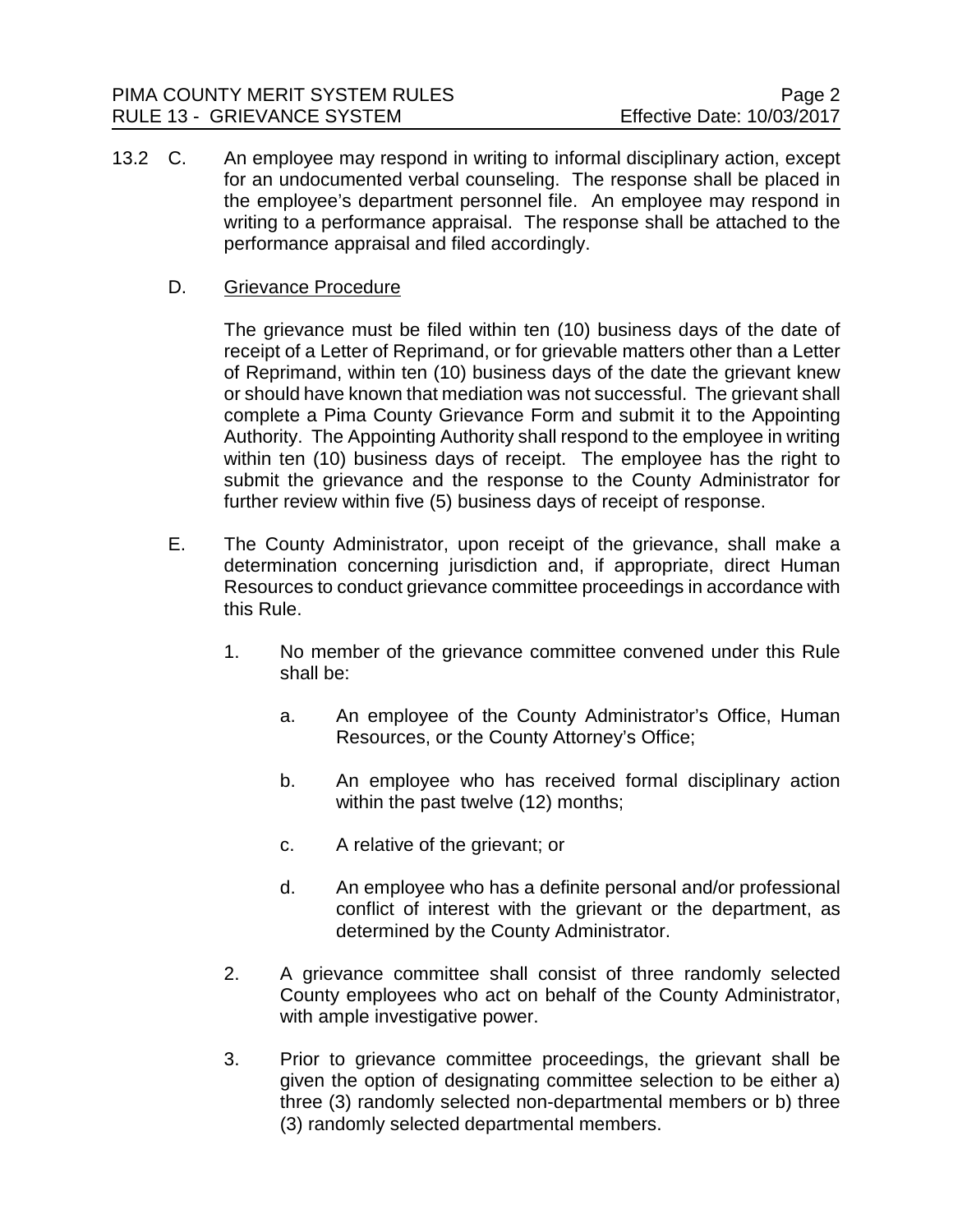13.2 C. An employee may respond in writing to informal disciplinary action, except for an undocumented verbal counseling. The response shall be placed in the employee's department personnel file. An employee may respond in writing to a performance appraisal. The response shall be attached to the performance appraisal and filed accordingly.

D. Grievance Procedure

The grievance must be filed within ten (10) business days of the date of receipt of a Letter of Reprimand, or for grievable matters other than a Letter of Reprimand, within ten (10) business days of the date the grievant knew or should have known that mediation was not successful. The grievant shall complete a Pima County Grievance Form and submit it to the Appointing Authority. The Appointing Authority shall respond to the employee in writing within ten (10) business days of receipt. The employee has the right to submit the grievance and the response to the County Administrator for further review within five (5) business days of receipt of response.

E. The County Administrator, upon receipt of the grievance, shall make a determination concerning jurisdiction and, if appropriate, direct Human Resources to conduct grievance committee proceedings in accordance with this Rule.

1. No member of the grievance committee convened under this Rule shall be:

   a. An employee of the County Administrator's Office, Human Resources, or the County Attorney's Office;

   b. An employee who has received formal disciplinary action within the past twelve (12) months;

   c. A relative of the grievant; or

   d. An employee who has a definite personal and/or professional conflict of interest with the grievant or the department, as determined by the County Administrator.

2. A grievance committee shall consist of three randomly selected County employees who act on behalf of the County Administrator, with ample investigative power.

3. Prior to grievance committee proceedings, the grievant shall be given the option of designating committee selection to be either a) three (3) randomly selected non-departmental members or b) three (3) randomly selected departmental members.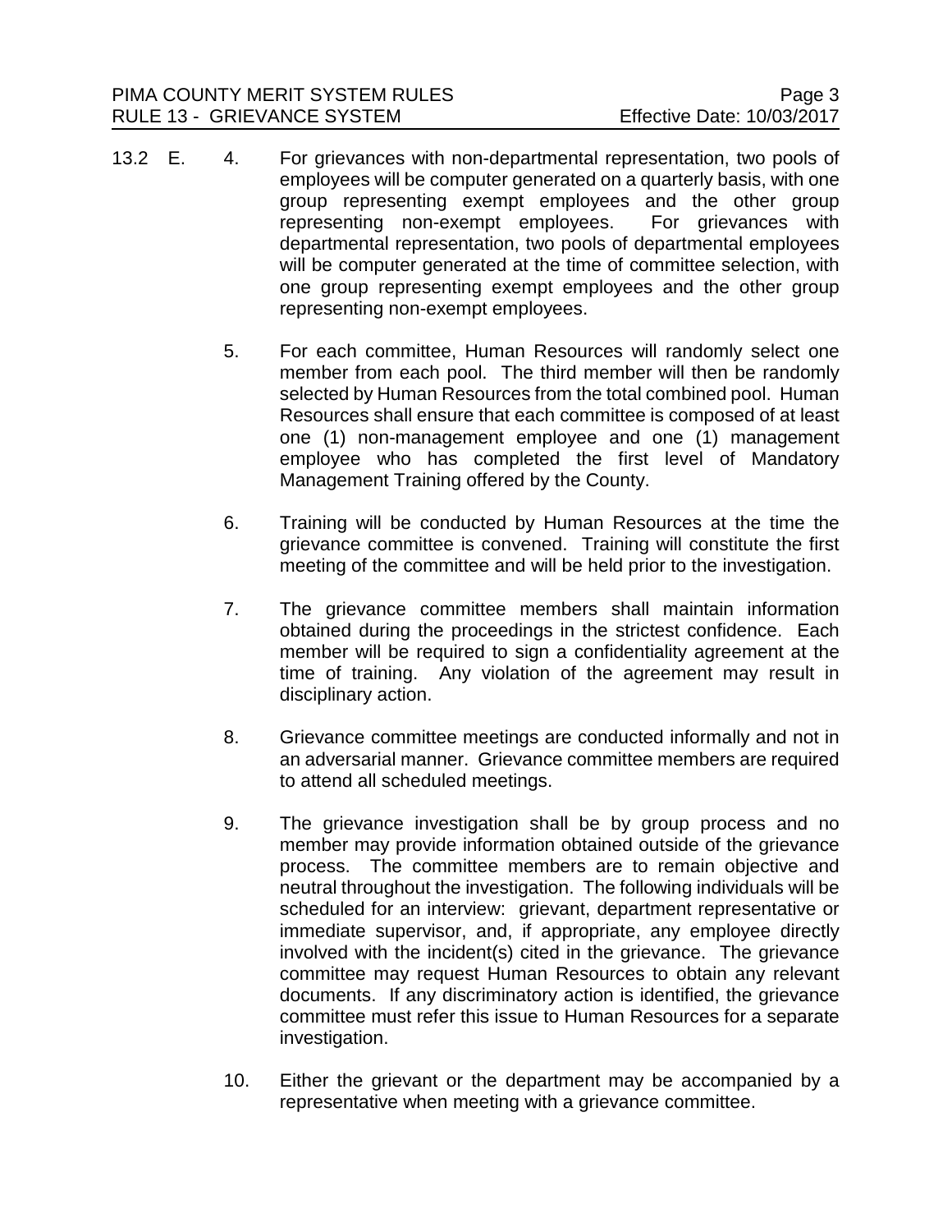13.2 E.

4. For grievances with non-departmental representation, two pools of employees will be computer generated on a quarterly basis, with one group representing exempt employees and the other group representing non-exempt employees. For grievances with departmental representation, two pools of departmental employees will be computer generated at the time of committee selection, with one group representing exempt employees and the other group representing non-exempt employees.

5. For each committee, Human Resources will randomly select one member from each pool. The third member will then be randomly selected by Human Resources from the total combined pool. Human Resources shall ensure that each committee is composed of at least one (1) non-management employee and one (1) management employee who has completed the first level of Mandatory Management Training offered by the County.

6. Training will be conducted by Human Resources at the time the grievance committee is convened. Training will constitute the first meeting of the committee and will be held prior to the investigation.

7. The grievance committee members shall maintain information obtained during the proceedings in the strictest confidence. Each member will be required to sign a confidentiality agreement at the time of training. Any violation of the agreement may result in disciplinary action.

8. Grievance committee meetings are conducted informally and not in an adversarial manner. Grievance committee members are required to attend all scheduled meetings.

9. The grievance investigation shall be by group process and no member may provide information obtained outside of the grievance process. The committee members are to remain objective and neutral throughout the investigation. The following individuals will be scheduled for an interview: grievant, department representative or immediate supervisor, and, if appropriate, any employee directly involved with the incident(s) cited in the grievance. The grievance committee may request Human Resources to obtain any relevant documents. If any discriminatory action is identified, the grievance committee must refer this issue to Human Resources for a separate investigation.

10. Either the grievant or the department may be accompanied by a representative when meeting with a grievance committee.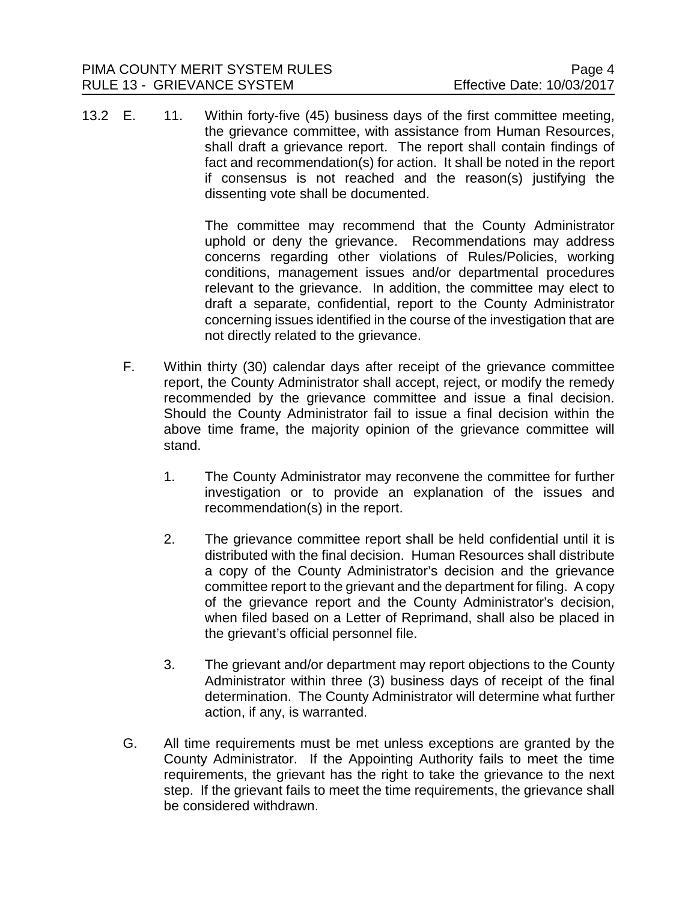13.2 E. 11. Within forty-five (45) business days of the first committee meeting, the grievance committee, with assistance from Human Resources, shall draft a grievance report. The report shall contain findings of fact and recommendation(s) for action. It shall be noted in the report if consensus is not reached and the reason(s) justifying the dissenting vote shall be documented.

The committee may recommend that the County Administrator uphold or deny the grievance. Recommendations may address concerns regarding other violations of Rules/Policies, working conditions, management issues and/or departmental procedures relevant to the grievance. In addition, the committee may elect to draft a separate, confidential, report to the County Administrator concerning issues identified in the course of the investigation that are not directly related to the grievance.

F. Within thirty (30) calendar days after receipt of the grievance committee report, the County Administrator shall accept, reject, or modify the remedy recommended by the grievance committee and issue a final decision. Should the County Administrator fail to issue a final decision within the above time frame, the majority opinion of the grievance committee will stand.

1. The County Administrator may reconvene the committee for further investigation or to provide an explanation of the issues and recommendation(s) in the report.

2. The grievance committee report shall be held confidential until it is distributed with the final decision. Human Resources shall distribute a copy of the County Administrator's decision and the grievance committee report to the grievant and the department for filing. A copy of the grievance report and the County Administrator's decision, when filed based on a Letter of Reprimand, shall also be placed in the grievant's official personnel file.

3. The grievant and/or department may report objections to the County Administrator within three (3) business days of receipt of the final determination. The County Administrator will determine what further action, if any, is warranted.

G. All time requirements must be met unless exceptions are granted by the County Administrator. If the Appointing Authority fails to meet the time requirements, the grievant has the right to take the grievance to the next step. If the grievant fails to meet the time requirements, the grievance shall be considered withdrawn.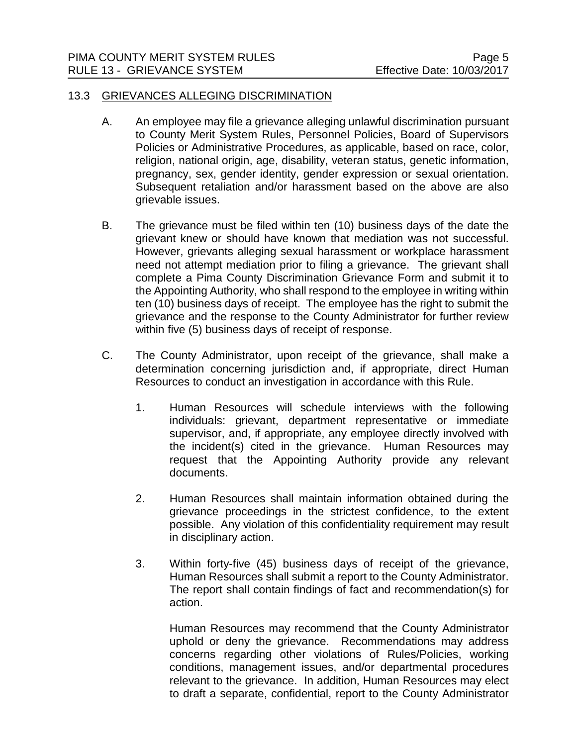## 13.3 GRIEVANCES ALLEGING DISCRIMINATION

A. An employee may file a grievance alleging unlawful discrimination pursuant to County Merit System Rules, Personnel Policies, Board of Supervisors Policies or Administrative Procedures, as applicable, based on race, color, religion, national origin, age, disability, veteran status, genetic information, pregnancy, sex, gender identity, gender expression or sexual orientation. Subsequent retaliation and/or harassment based on the above are also grievable issues.

B. The grievance must be filed within ten (10) business days of the date the grievant knew or should have known that mediation was not successful. However, grievants alleging sexual harassment or workplace harassment need not attempt mediation prior to filing a grievance. The grievant shall complete a Pima County Discrimination Grievance Form and submit it to the Appointing Authority, who shall respond to the employee in writing within ten (10) business days of receipt. The employee has the right to submit the grievance and the response to the County Administrator for further review within five (5) business days of receipt of response.

C. The County Administrator, upon receipt of the grievance, shall make a determination concerning jurisdiction and, if appropriate, direct Human Resources to conduct an investigation in accordance with this Rule.

   1. Human Resources will schedule interviews with the following individuals: grievant, department representative or immediate supervisor, and, if appropriate, any employee directly involved with the incident(s) cited in the grievance. Human Resources may request that the Appointing Authority provide any relevant documents.

   2. Human Resources shall maintain information obtained during the grievance proceedings in the strictest confidence, to the extent possible. Any violation of this confidentiality requirement may result in disciplinary action.

   3. Within forty-five (45) business days of receipt of the grievance, Human Resources shall submit a report to the County Administrator. The report shall contain findings of fact and recommendation(s) for action.

      Human Resources may recommend that the County Administrator uphold or deny the grievance. Recommendations may address concerns regarding other violations of Rules/Policies, working conditions, management issues, and/or departmental procedures relevant to the grievance. In addition, Human Resources may elect to draft a separate, confidential, report to the County Administrator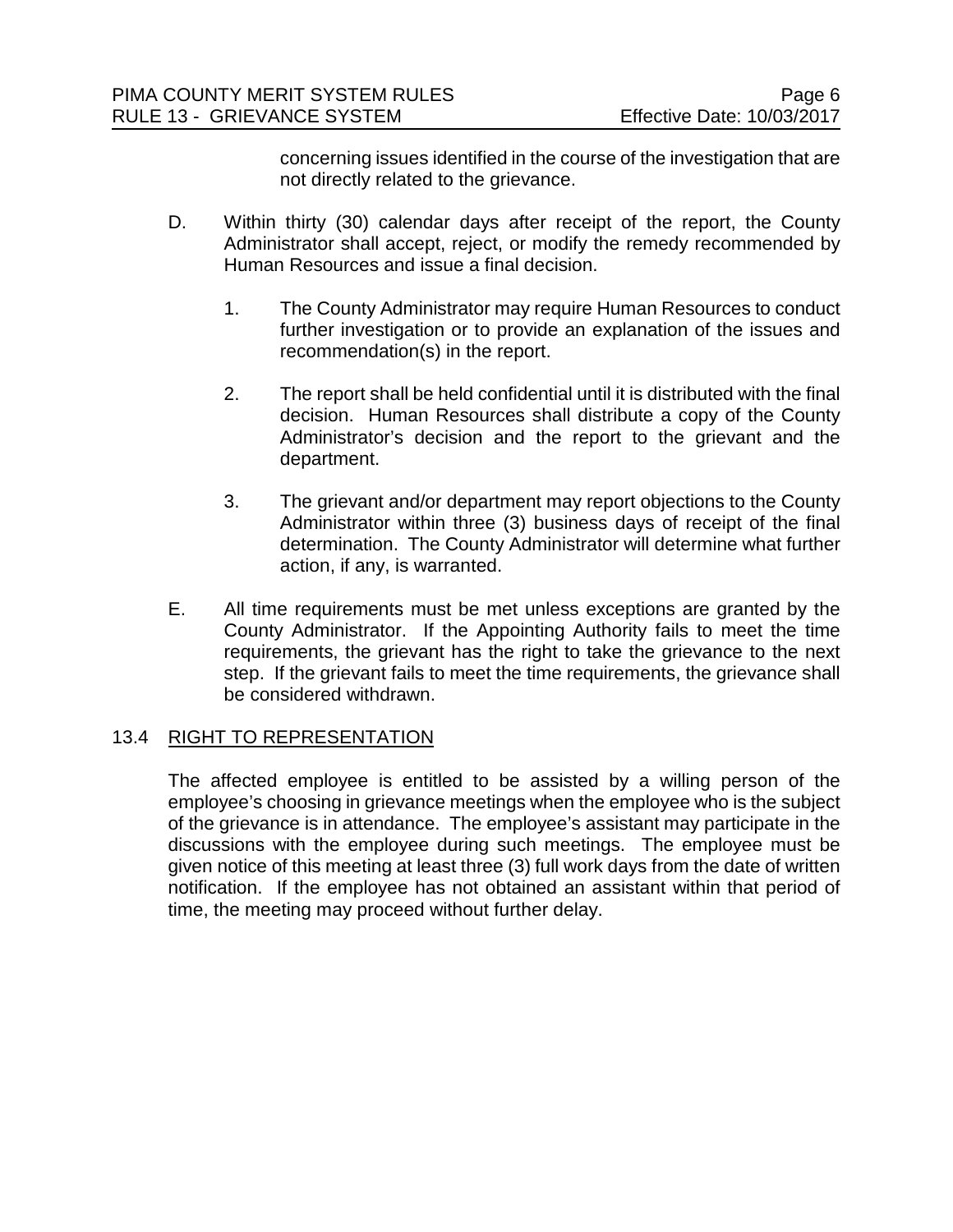concerning issues identified in the course of the investigation that are not directly related to the grievance.

D. Within thirty (30) calendar days after receipt of the report, the County Administrator shall accept, reject, or modify the remedy recommended by Human Resources and issue a final decision.

   1. The County Administrator may require Human Resources to conduct further investigation or to provide an explanation of the issues and recommendation(s) in the report.

   2. The report shall be held confidential until it is distributed with the final decision. Human Resources shall distribute a copy of the County Administrator's decision and the report to the grievant and the department.

   3. The grievant and/or department may report objections to the County Administrator within three (3) business days of receipt of the final determination. The County Administrator will determine what further action, if any, is warranted.

E. All time requirements must be met unless exceptions are granted by the County Administrator. If the Appointing Authority fails to meet the time requirements, the grievant has the right to take the grievance to the next step. If the grievant fails to meet the time requirements, the grievance shall be considered withdrawn.

## 13.4 RIGHT TO REPRESENTATION

The affected employee is entitled to be assisted by a willing person of the employee's choosing in grievance meetings when the employee who is the subject of the grievance is in attendance. The employee's assistant may participate in the discussions with the employee during such meetings. The employee must be given notice of this meeting at least three (3) full work days from the date of written notification. If the employee has not obtained an assistant within that period of time, the meeting may proceed without further delay.